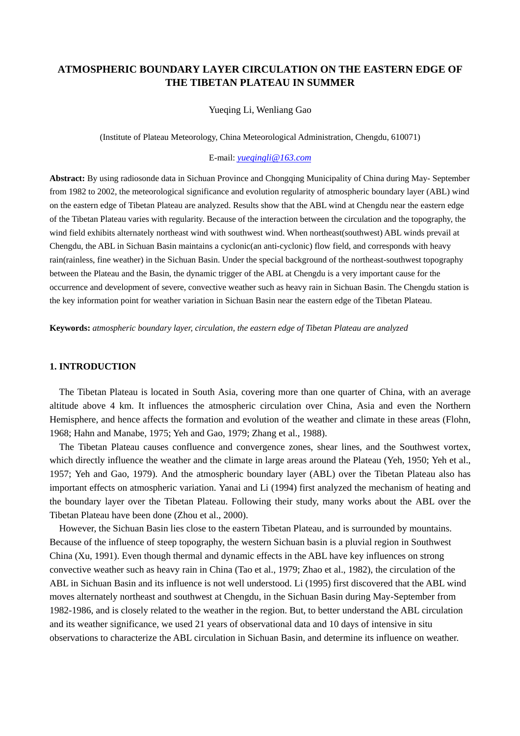# ATMOSPHERIC BOUNDARY LAYER CIRCULATION ON THE EASTERN EDGE OF THE TIBETAN PLATEAU IN SUMMER

Yueqing Li, Wenliang Gao

(Institute of Plateau Meteorology, China Meteorological Administration, Chengdu, 610071)

E-mail: *yueqingli@163.com*

**Abstract:** By using radiosonde data in Sichuan Province and Chongqing Municipality of China during May- September from 1982 to 2002, the meteorological significance and evolution regularity of atmospheric boundary layer (ABL) wind on the eastern edge of Tibetan Plateau are analyzed. Results show that the ABL wind at Chengdu near the eastern edge of the Tibetan Plateau varies with regularity. Because of the interaction between the circulation and the topography, the wind field exhibits alternately northeast wind with southwest wind. When northeast(southwest) ABL winds prevail at Chengdu, the ABL in Sichuan Basin maintains a cyclonic(an anti-cyclonic) flow field, and corresponds with heavy rain(rainless, fine weather) in the Sichuan Basin. Under the special background of the northeast-southwest topography between the Plateau and the Basin, the dynamic trigger of the ABL at Chengdu is a very important cause for the occurrence and development of severe, convective weather such as heavy rain in Sichuan Basin. The Chengdu station is the key information point for weather variation in Sichuan Basin near the eastern edge of the Tibetan Plateau.

**Keywords:** *atmospheric boundary layer, circulation, the eastern edge of Tibetan Plateau are analyzed*

## 1. INTRODUCTION

The Tibetan Plateau is located in South Asia, covering more than one quarter of China, with an average altitude above 4 km. It influences the atmospheric circulation over China, Asia and even the Northern Hemisphere, and hence affects the formation and evolution of the weather and climate in these areas (Flohn, 1968; Hahn and Manabe, 1975; Yeh and Gao, 1979; Zhang et al., 1988).

The Tibetan Plateau causes confluence and convergence zones, shear lines, and the Southwest vortex, which directly influence the weather and the climate in large areas around the Plateau (Yeh, 1950; Yeh et al., 1957; Yeh and Gao, 1979). And the atmospheric boundary layer (ABL) over the Tibetan Plateau also has important effects on atmospheric variation. Yanai and Li (1994) first analyzed the mechanism of heating and the boundary layer over the Tibetan Plateau. Following their study, many works about the ABL over the Tibetan Plateau have been done (Zhou et al., 2000).

However, the Sichuan Basin lies close to the eastern Tibetan Plateau, and is surrounded by mountains. Because of the influence of steep topography, the western Sichuan basin is a pluvial region in Southwest China (Xu, 1991). Even though thermal and dynamic effects in the ABL have key influences on strong convective weather such as heavy rain in China (Tao et al., 1979; Zhao et al., 1982), the circulation of the ABL in Sichuan Basin and its influence is not well understood. Li (1995) first discovered that the ABL wind moves alternately northeast and southwest at Chengdu, in the Sichuan Basin during May-September from 1982-1986, and is closely related to the weather in the region. But, to better understand the ABL circulation and its weather significance, we used 21 years of observational data and 10 days of intensive in situ observations to characterize the ABL circulation in Sichuan Basin, and determine its influence on weather.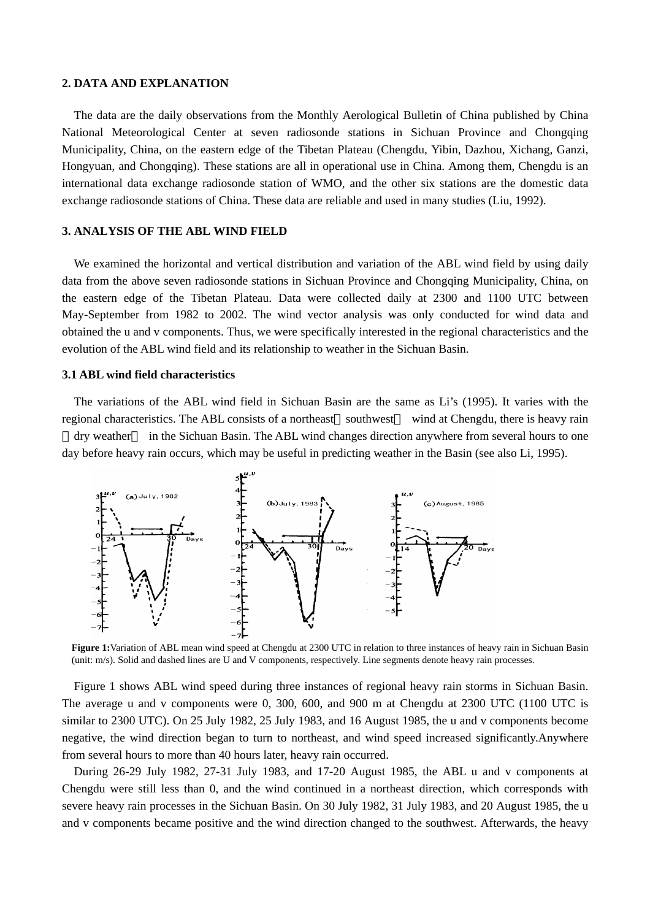## 2. DATA AND EXPLANATION

The data are the daily observations from the Monthly Aerological Bulletin of China published by China National Meteorological Center at seven radiosonde stations in Sichuan Province and Chongqing Municipality, China, on the eastern edge of the Tibetan Plateau (Chengdu, Yibin, Dazhou, Xichang, Ganzi, Hongyuan, and Chongqing). These stations are all in operational use in China. Among them, Chengdu is an international data exchange radiosonde station of WMO, and the other six stations are the domestic data exchange radiosonde stations of China. These data are reliable and used in many studies (Liu, 1992).

## 3. ANALYSIS OF THE ABL WIND FIELD

We examined the horizontal and vertical distribution and variation of the ABL wind field by using daily data from the above seven radiosonde stations in Sichuan Province and Chongqing Municipality, China, on the eastern edge of the Tibetan Plateau. Data were collected daily at 2300 and 1100 UTC between May-September from 1982 to 2002. The wind vector analysis was only conducted for wind data and obtained the u and v components. Thus, we were specifically interested in the regional characteristics and the evolution of the ABL wind field and its relationship to weather in the Sichuan Basin.

### 3.1 ABL wind field characteristics

The variations of the ABL wind field in Sichuan Basin are the same as Li's (1995). It varies with the regional characteristics. The ABL consists of a northeast（southwest） wind at Chengdu, there is heavy rain（dry weather） in the Sichuan Basin. The ABL wind changes direction anywhere from several hours to one day before heavy rain occurs, which may be useful in predicting weather in the Basin (see also Li, 1995).

**Figure 1:** Variation of ABL mean wind speed at Chengdu at 2300 UTC in relation to three instances of heavy rain in Sichuan Basin (unit: m/s). Solid and dashed lines are U and V components, respectively. Line segments denote heavy rain processes.

Figure 1 shows ABL wind speed during three instances of regional heavy rain storms in Sichuan Basin. The average u and v components were 0, 300, 600, and 900 m at Chengdu at 2300 UTC (1100 UTC is similar to 2300 UTC). On 25 July 1982, 25 July 1983, and 16 August 1985, the u and v components become negative, the wind direction began to turn to northeast, and wind speed increased significantly.Anywhere from several hours to more than 40 hours later, heavy rain occurred.

During 26-29 July 1982, 27-31 July 1983, and 17-20 August 1985, the ABL u and v components at Chengdu were still less than 0, and the wind continued in a northeast direction, which corresponds with severe heavy rain processes in the Sichuan Basin. On 30 July 1982, 31 July 1983, and 20 August 1985, the u and v components became positive and the wind direction changed to the southwest. Afterwards, the heavy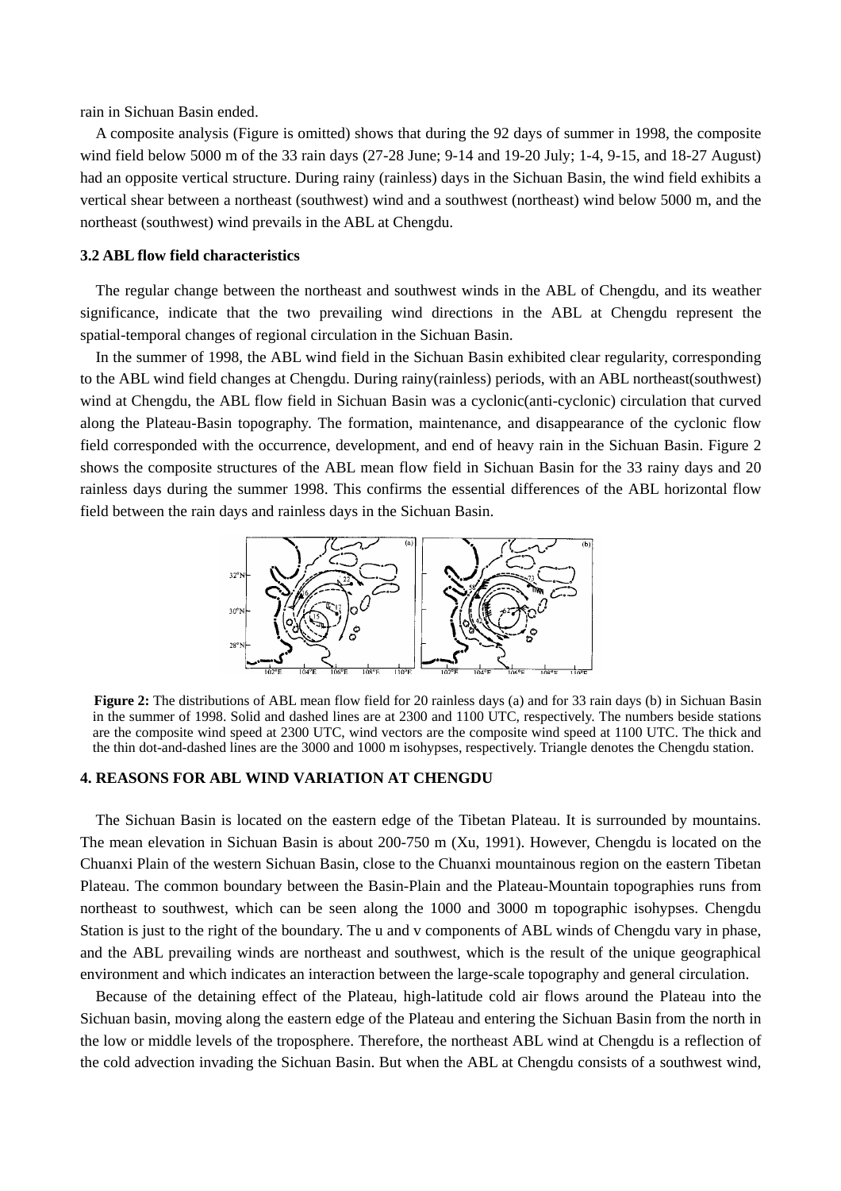rain in Sichuan Basin ended.

A composite analysis (Figure is omitted) shows that during the 92 days of summer in 1998, the composite wind field below 5000 m of the 33 rain days (27-28 June; 9-14 and 19-20 July; 1-4, 9-15, and 18-27 August) had an opposite vertical structure. During rainy (rainless) days in the Sichuan Basin, the wind field exhibits a vertical shear between a northeast (southwest) wind and a southwest (northeast) wind below 5000 m, and the northeast (southwest) wind prevails in the ABL at Chengdu.

### 3.2 ABL flow field characteristics

The regular change between the northeast and southwest winds in the ABL of Chengdu, and its weather significance, indicate that the two prevailing wind directions in the ABL at Chengdu represent the spatial-temporal changes of regional circulation in the Sichuan Basin.

In the summer of 1998, the ABL wind field in the Sichuan Basin exhibited clear regularity, corresponding to the ABL wind field changes at Chengdu. During rainy(rainless) periods, with an ABL northeast(southwest) wind at Chengdu, the ABL flow field in Sichuan Basin was a cyclonic(anti-cyclonic) circulation that curved along the Plateau-Basin topography. The formation, maintenance, and disappearance of the cyclonic flow field corresponded with the occurrence, development, and end of heavy rain in the Sichuan Basin. Figure 2 shows the composite structures of the ABL mean flow field in Sichuan Basin for the 33 rainy days and 20 rainless days during the summer 1998. This confirms the essential differences of the ABL horizontal flow field between the rain days and rainless days in the Sichuan Basin.

**Figure 2:** The distributions of ABL mean flow field for 20 rainless days (a) and for 33 rain days (b) in Sichuan Basin in the summer of 1998. Solid and dashed lines are at 2300 and 1100 UTC, respectively. The numbers beside stations are the composite wind speed at 2300 UTC, wind vectors are the composite wind speed at 1100 UTC. The thick and the thin dot-and-dashed lines are the 3000 and 1000 m isohypses, respectively. Triangle denotes the Chengdu station.

## 4. REASONS FOR ABL WIND VARIATION AT CHENGDU

The Sichuan Basin is located on the eastern edge of the Tibetan Plateau. It is surrounded by mountains. The mean elevation in Sichuan Basin is about 200-750 m (Xu, 1991). However, Chengdu is located on the Chuanxi Plain of the western Sichuan Basin, close to the Chuanxi mountainous region on the eastern Tibetan Plateau. The common boundary between the Basin-Plain and the Plateau-Mountain topographies runs from northeast to southwest, which can be seen along the 1000 and 3000 m topographic isohypses. Chengdu Station is just to the right of the boundary. The u and v components of ABL winds of Chengdu vary in phase, and the ABL prevailing winds are northeast and southwest, which is the result of the unique geographical environment and which indicates an interaction between the large-scale topography and general circulation.

Because of the detaining effect of the Plateau, high-latitude cold air flows around the Plateau into the Sichuan basin, moving along the eastern edge of the Plateau and entering the Sichuan Basin from the north in the low or middle levels of the troposphere. Therefore, the northeast ABL wind at Chengdu is a reflection of the cold advection invading the Sichuan Basin. But when the ABL at Chengdu consists of a southwest wind,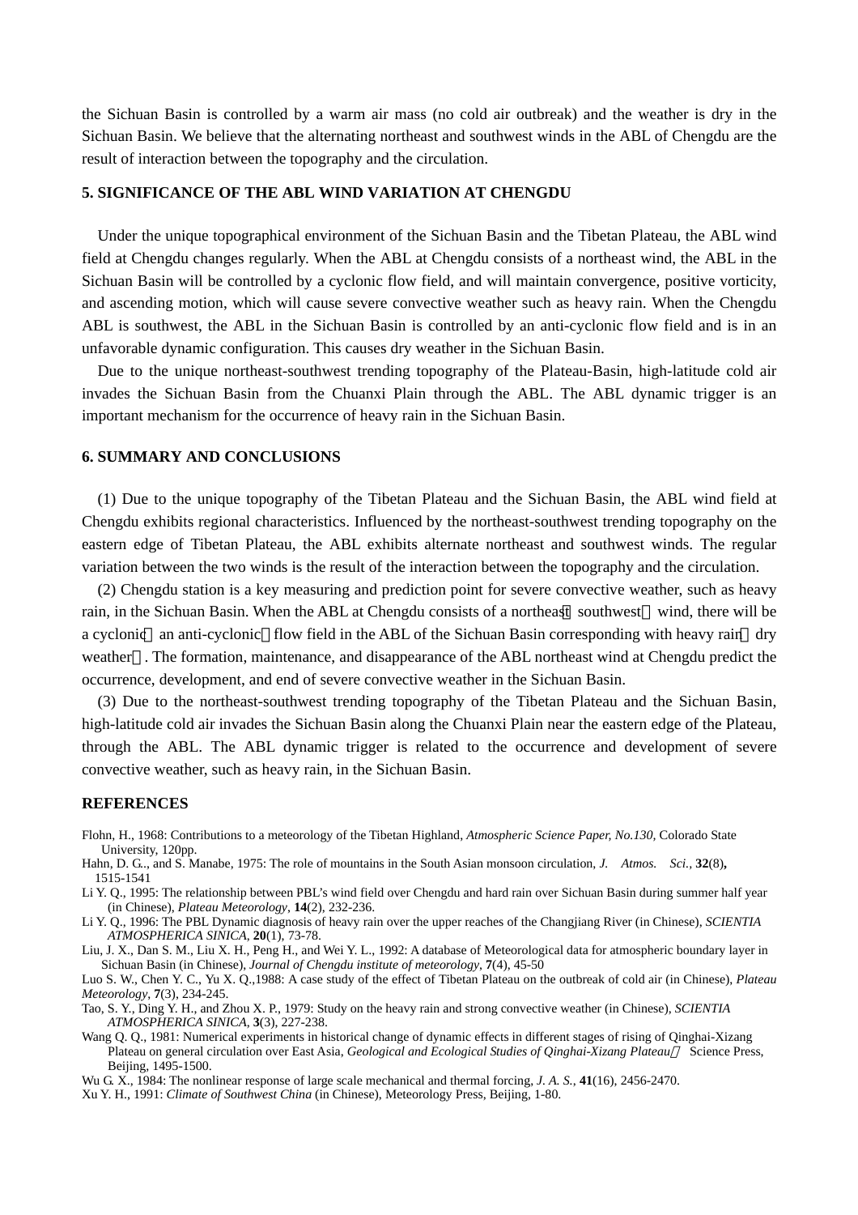the Sichuan Basin is controlled by a warm air mass (no cold air outbreak) and the weather is dry in the Sichuan Basin. We believe that the alternating northeast and southwest winds in the ABL of Chengdu are the result of interaction between the topography and the circulation.

## 5. SIGNIFICANCE OF THE ABL WIND VARIATION AT CHENGDU

Under the unique topographical environment of the Sichuan Basin and the Tibetan Plateau, the ABL wind field at Chengdu changes regularly. When the ABL at Chengdu consists of a northeast wind, the ABL in the Sichuan Basin will be controlled by a cyclonic flow field, and will maintain convergence, positive vorticity, and ascending motion, which will cause severe convective weather such as heavy rain. When the Chengdu ABL is southwest, the ABL in the Sichuan Basin is controlled by an anti-cyclonic flow field and is in an unfavorable dynamic configuration. This causes dry weather in the Sichuan Basin.

Due to the unique northeast-southwest trending topography of the Plateau-Basin, high-latitude cold air invades the Sichuan Basin from the Chuanxi Plain through the ABL. The ABL dynamic trigger is an important mechanism for the occurrence of heavy rain in the Sichuan Basin.

## 6. SUMMARY AND CONCLUSIONS

(1) Due to the unique topography of the Tibetan Plateau and the Sichuan Basin, the ABL wind field at Chengdu exhibits regional characteristics. Influenced by the northeast-southwest trending topography on the eastern edge of Tibetan Plateau, the ABL exhibits alternate northeast and southwest winds. The regular variation between the two winds is the result of the interaction between the topography and the circulation.

(2) Chengdu station is a key measuring and prediction point for severe convective weather, such as heavy rain, in the Sichuan Basin. When the ABL at Chengdu consists of a northeast（southwest） wind, there will be a cyclonic（an anti-cyclonic）flow field in the ABL of the Sichuan Basin corresponding with heavy rain（dry weather）. The formation, maintenance, and disappearance of the ABL northeast wind at Chengdu predict the occurrence, development, and end of severe convective weather in the Sichuan Basin.

(3) Due to the northeast-southwest trending topography of the Tibetan Plateau and the Sichuan Basin, high-latitude cold air invades the Sichuan Basin along the Chuanxi Plain near the eastern edge of the Plateau, through the ABL. The ABL dynamic trigger is related to the occurrence and development of severe convective weather, such as heavy rain, in the Sichuan Basin.

## REFERENCES

Flohn, H., 1968: Contributions to a meteorology of the Tibetan Highland, *Atmospheric Science Paper, No.130*, Colorado State University, 120pp.

Hahn, D. G.., and S. Manabe, 1975: The role of mountains in the South Asian monsoon circulation, *J. Atmos. Sci.*, **32**(8)**,** 1515-1541

Li Y. Q., 1995: The relationship between PBL's wind field over Chengdu and hard rain over Sichuan Basin during summer half year (in Chinese), *Plateau Meteorology*, **14**(2), 232-236.

Li Y. Q., 1996: The PBL Dynamic diagnosis of heavy rain over the upper reaches of the Changjiang River (in Chinese), *SCIENTIA ATMOSPHERICA SINICA*, **20**(1), 73-78.

Liu, J. X., Dan S. M., Liu X. H., Peng H., and Wei Y. L., 1992: A database of Meteorological data for atmospheric boundary layer in Sichuan Basin (in Chinese), *Journal of Chengdu institute of meteorology*, **7**(4), 45-50

Luo S. W., Chen Y. C., Yu X. Q.,1988: A case study of the effect of Tibetan Plateau on the outbreak of cold air (in Chinese), *Plateau Meteorology*, **7**(3), 234-245.

Tao, S. Y., Ding Y. H., and Zhou X. P., 1979: Study on the heavy rain and strong convective weather (in Chinese), *SCIENTIA ATMOSPHERICA SINICA*, **3**(3), 227-238.

Wang Q. Q., 1981: Numerical experiments in historical change of dynamic effects in different stages of rising of Qinghai-Xizang Plateau on general circulation over East Asia, *Geological and Ecological Studies of Qinghai-Xizang Plateau*， Science Press, Beijing, 1495-1500.

Wu G. X., 1984: The nonlinear response of large scale mechanical and thermal forcing, *J. A. S.*, **41**(16), 2456-2470.

Xu Y. H., 1991: *Climate of Southwest China* (in Chinese), Meteorology Press, Beijing, 1-80.